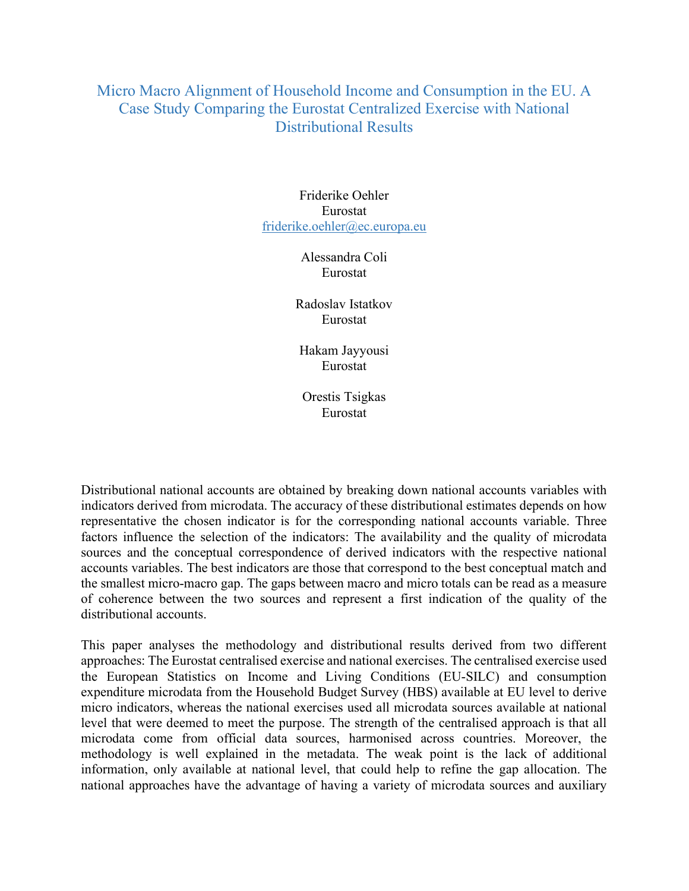# Micro Macro Alignment of Household Income and Consumption in the EU. A Case Study Comparing the Eurostat Centralized Exercise with National Distributional Results

Friderike Oehler  
Eurostat  
friderike.oehler@ec.europa.eu

Alessandra Coli  
Eurostat

Radoslav Istatkov  
Eurostat

Hakam Jayyousi  
Eurostat

Orestis Tsigkas  
Eurostat

Distributional national accounts are obtained by breaking down national accounts variables with indicators derived from microdata. The accuracy of these distributional estimates depends on how representative the chosen indicator is for the corresponding national accounts variable. Three factors influence the selection of the indicators: The availability and the quality of microdata sources and the conceptual correspondence of derived indicators with the respective national accounts variables. The best indicators are those that correspond to the best conceptual match and the smallest micro-macro gap. The gaps between macro and micro totals can be read as a measure of coherence between the two sources and represent a first indication of the quality of the distributional accounts.

This paper analyses the methodology and distributional results derived from two different approaches: The Eurostat centralised exercise and national exercises. The centralised exercise used the European Statistics on Income and Living Conditions (EU-SILC) and consumption expenditure microdata from the Household Budget Survey (HBS) available at EU level to derive micro indicators, whereas the national exercises used all microdata sources available at national level that were deemed to meet the purpose. The strength of the centralised approach is that all microdata come from official data sources, harmonised across countries. Moreover, the methodology is well explained in the metadata. The weak point is the lack of additional information, only available at national level, that could help to refine the gap allocation. The national approaches have the advantage of having a variety of microdata sources and auxiliary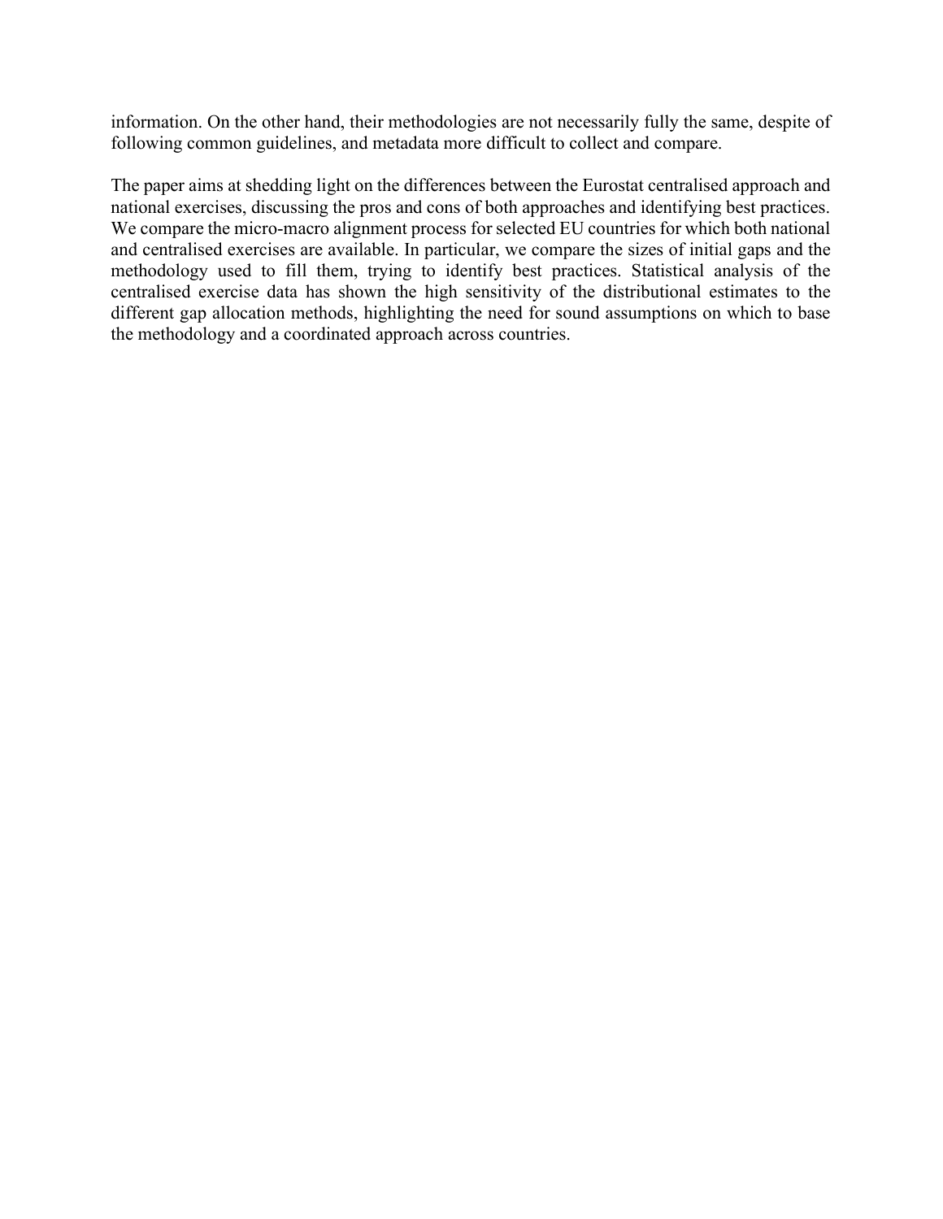information. On the other hand, their methodologies are not necessarily fully the same, despite of following common guidelines, and metadata more difficult to collect and compare.

The paper aims at shedding light on the differences between the Eurostat centralised approach and national exercises, discussing the pros and cons of both approaches and identifying best practices. We compare the micro-macro alignment process for selected EU countries for which both national and centralised exercises are available. In particular, we compare the sizes of initial gaps and the methodology used to fill them, trying to identify best practices. Statistical analysis of the centralised exercise data has shown the high sensitivity of the distributional estimates to the different gap allocation methods, highlighting the need for sound assumptions on which to base the methodology and a coordinated approach across countries.